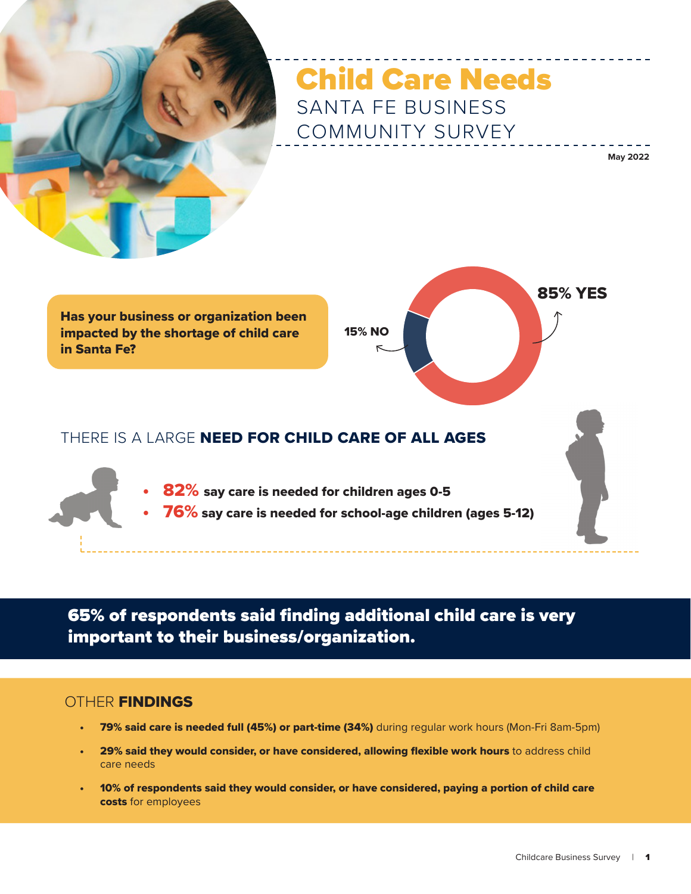# Child Care Needs

## SANTA FE BUSINESS COMMUNITY SURVEY

**May 2022**

**Has your business or organization been impacted by the shortage of child care in Santa Fe?**

**85% YES**

**15% NO**

## THERE IS A LARGE **NEED FOR CHILD CARE OF ALL AGES**

- **82%** **say care is needed for children ages 0-5**
- **76%** **say care is needed for school-age children (ages 5-12)**

**65% of respondents said finding additional child care is very important to their business/organization.**

## OTHER **FINDINGS**

- **79% said care is needed full (45%) or part-time (34%)** during regular work hours (Mon-Fri 8am-5pm)
- **29% said they would consider, or have considered, allowing flexible work hours** to address child care needs
- **10% of respondents said they would consider, or have considered, paying a portion of child care costs** for employees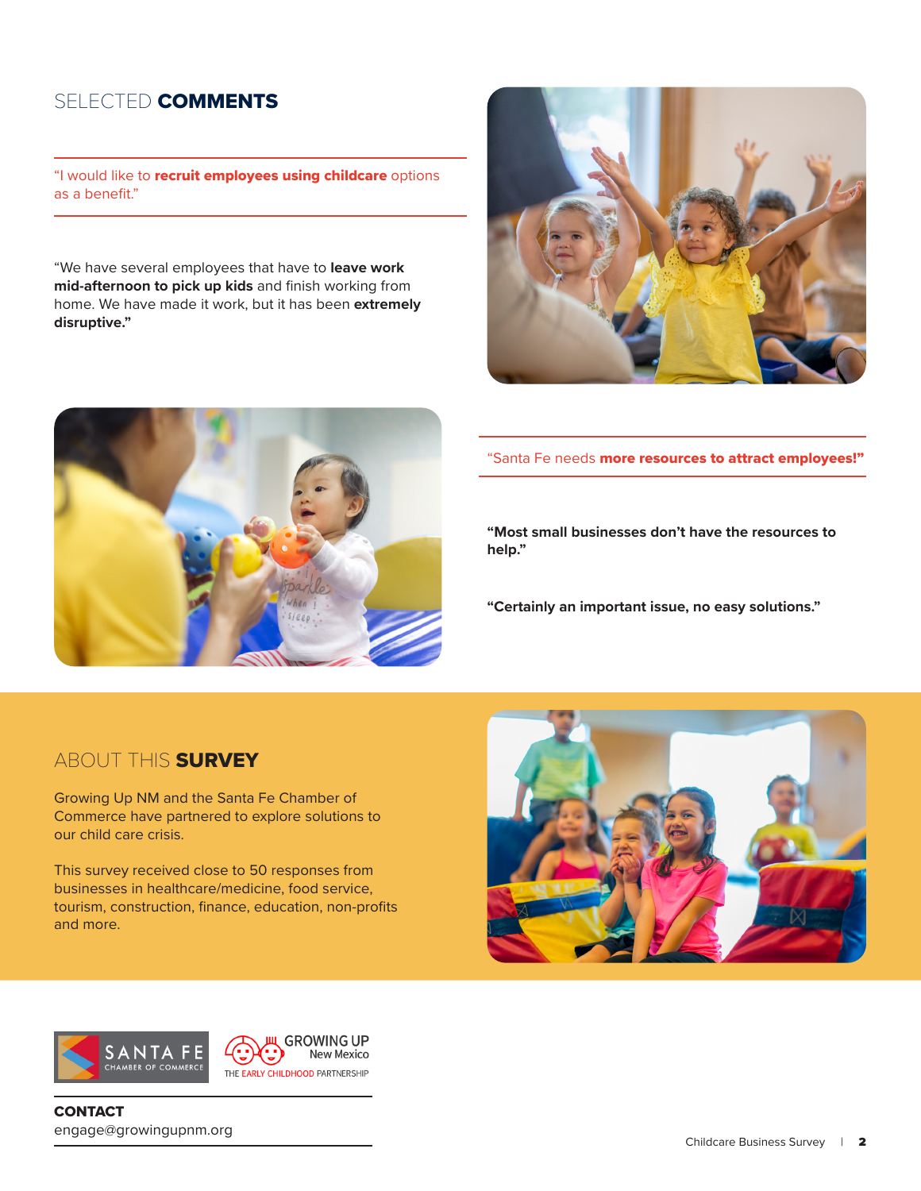## SELECTED **COMMENTS**

"I would like to **recruit employees using childcare** options as a benefit."

"We have several employees that have to **leave work mid-afternoon to pick up kids** and finish working from home. We have made it work, but it has been **extremely disruptive.**"

"Santa Fe needs **more resources to attract employees!**"

**"Most small businesses don't have the resources to help."**

**"Certainly an important issue, no easy solutions."**

## ABOUT THIS **SURVEY**

Growing Up NM and the Santa Fe Chamber of Commerce have partnered to explore solutions to our child care crisis.

This survey received close to 50 responses from businesses in healthcare/medicine, food service, tourism, construction, finance, education, non-profits and more.

SANTA FE CHAMBER OF COMMERCE

GROWING UP New Mexico — THE EARLY CHILDHOOD PARTNERSHIP

**CONTACT**
engage@growingupnm.org